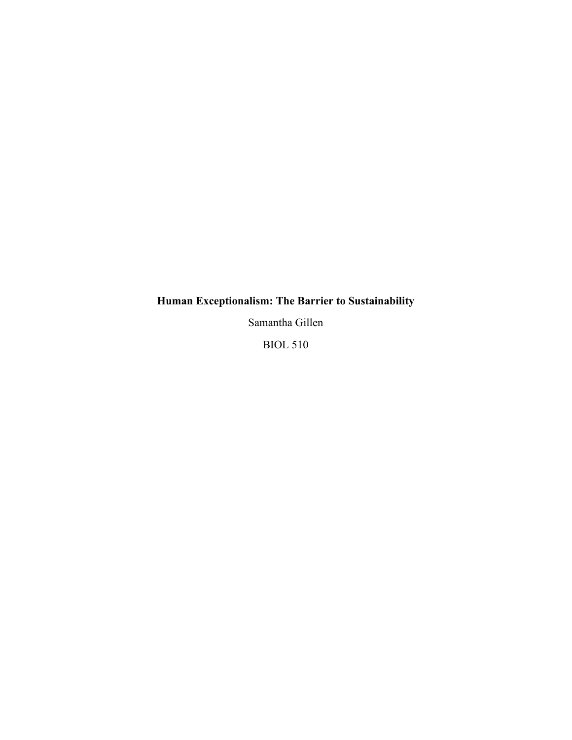# Human Exceptionalism: The Barrier to Sustainability

Samantha Gillen

BIOL 510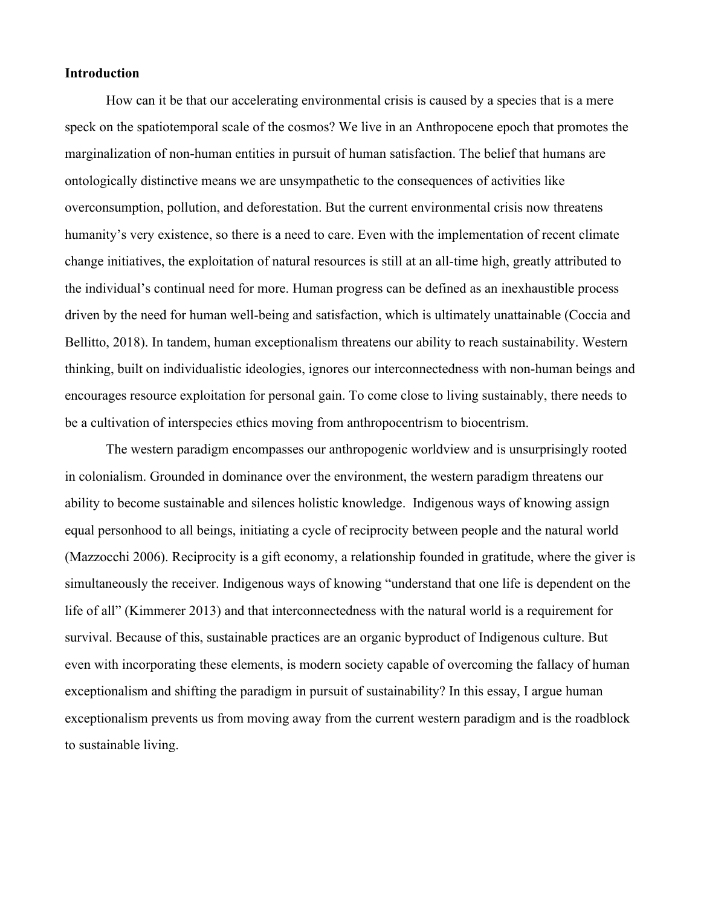**Introduction**

How can it be that our accelerating environmental crisis is caused by a species that is a mere speck on the spatiotemporal scale of the cosmos? We live in an Anthropocene epoch that promotes the marginalization of non-human entities in pursuit of human satisfaction. The belief that humans are ontologically distinctive means we are unsympathetic to the consequences of activities like overconsumption, pollution, and deforestation. But the current environmental crisis now threatens humanity's very existence, so there is a need to care. Even with the implementation of recent climate change initiatives, the exploitation of natural resources is still at an all-time high, greatly attributed to the individual's continual need for more. Human progress can be defined as an inexhaustible process driven by the need for human well-being and satisfaction, which is ultimately unattainable (Coccia and Bellitto, 2018). In tandem, human exceptionalism threatens our ability to reach sustainability. Western thinking, built on individualistic ideologies, ignores our interconnectedness with non-human beings and encourages resource exploitation for personal gain. To come close to living sustainably, there needs to be a cultivation of interspecies ethics moving from anthropocentrism to biocentrism.

The western paradigm encompasses our anthropogenic worldview and is unsurprisingly rooted in colonialism. Grounded in dominance over the environment, the western paradigm threatens our ability to become sustainable and silences holistic knowledge. Indigenous ways of knowing assign equal personhood to all beings, initiating a cycle of reciprocity between people and the natural world (Mazzocchi 2006). Reciprocity is a gift economy, a relationship founded in gratitude, where the giver is simultaneously the receiver. Indigenous ways of knowing "understand that one life is dependent on the life of all" (Kimmerer 2013) and that interconnectedness with the natural world is a requirement for survival. Because of this, sustainable practices are an organic byproduct of Indigenous culture. But even with incorporating these elements, is modern society capable of overcoming the fallacy of human exceptionalism and shifting the paradigm in pursuit of sustainability? In this essay, I argue human exceptionalism prevents us from moving away from the current western paradigm and is the roadblock to sustainable living.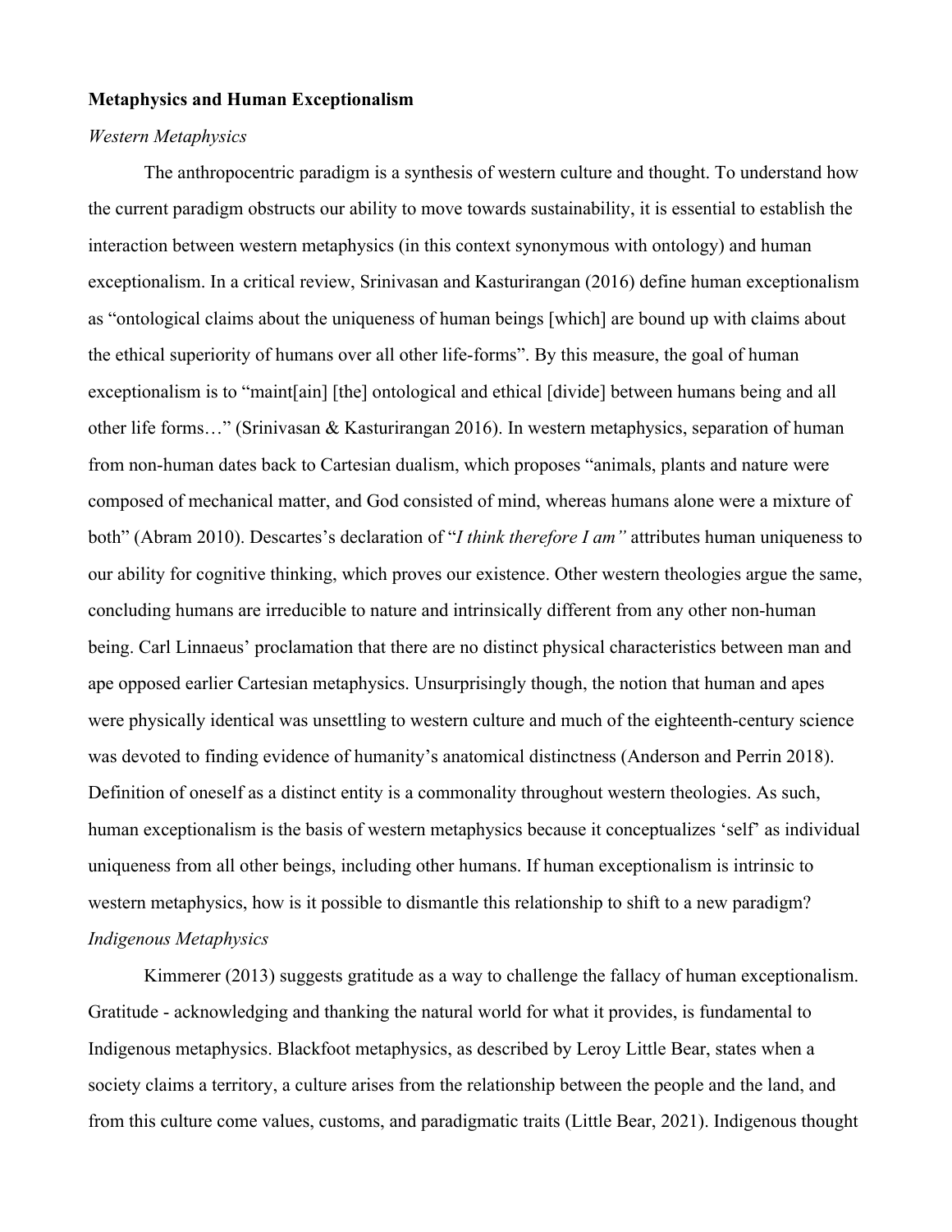**Metaphysics and Human Exceptionalism**

*Western Metaphysics*

The anthropocentric paradigm is a synthesis of western culture and thought. To understand how the current paradigm obstructs our ability to move towards sustainability, it is essential to establish the interaction between western metaphysics (in this context synonymous with ontology) and human exceptionalism. In a critical review, Srinivasan and Kasturirangan (2016) define human exceptionalism as "ontological claims about the uniqueness of human beings [which] are bound up with claims about the ethical superiority of humans over all other life-forms". By this measure, the goal of human exceptionalism is to "maint[ain] [the] ontological and ethical [divide] between humans being and all other life forms…" (Srinivasan & Kasturirangan 2016). In western metaphysics, separation of human from non-human dates back to Cartesian dualism, which proposes "animals, plants and nature were composed of mechanical matter, and God consisted of mind, whereas humans alone were a mixture of both" (Abram 2010). Descartes's declaration of "*I think therefore I am"* attributes human uniqueness to our ability for cognitive thinking, which proves our existence. Other western theologies argue the same, concluding humans are irreducible to nature and intrinsically different from any other non-human being. Carl Linnaeus' proclamation that there are no distinct physical characteristics between man and ape opposed earlier Cartesian metaphysics. Unsurprisingly though, the notion that human and apes were physically identical was unsettling to western culture and much of the eighteenth-century science was devoted to finding evidence of humanity's anatomical distinctness (Anderson and Perrin 2018). Definition of oneself as a distinct entity is a commonality throughout western theologies. As such, human exceptionalism is the basis of western metaphysics because it conceptualizes 'self' as individual uniqueness from all other beings, including other humans. If human exceptionalism is intrinsic to western metaphysics, how is it possible to dismantle this relationship to shift to a new paradigm?

*Indigenous Metaphysics*

Kimmerer (2013) suggests gratitude as a way to challenge the fallacy of human exceptionalism. Gratitude - acknowledging and thanking the natural world for what it provides, is fundamental to Indigenous metaphysics. Blackfoot metaphysics, as described by Leroy Little Bear, states when a society claims a territory, a culture arises from the relationship between the people and the land, and from this culture come values, customs, and paradigmatic traits (Little Bear, 2021). Indigenous thought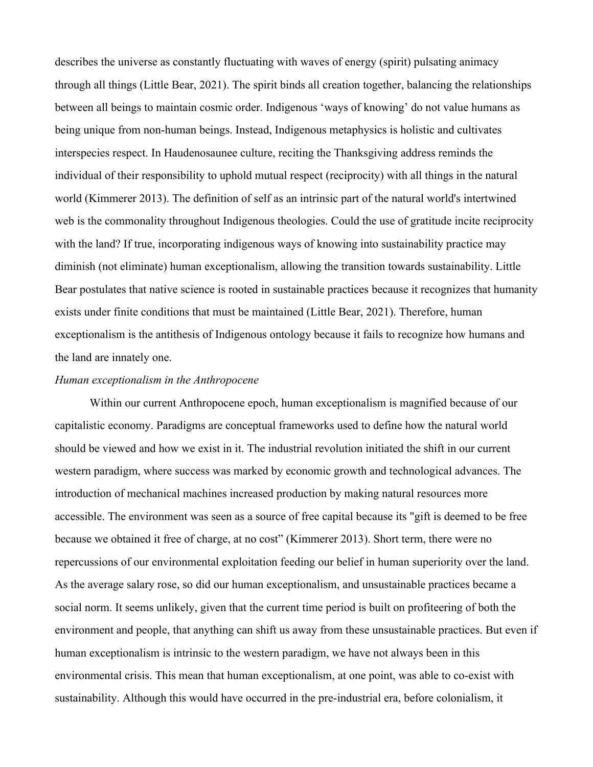describes the universe as constantly fluctuating with waves of energy (spirit) pulsating animacy through all things (Little Bear, 2021). The spirit binds all creation together, balancing the relationships between all beings to maintain cosmic order. Indigenous 'ways of knowing' do not value humans as being unique from non-human beings. Instead, Indigenous metaphysics is holistic and cultivates interspecies respect. In Haudenosaunee culture, reciting the Thanksgiving address reminds the individual of their responsibility to uphold mutual respect (reciprocity) with all things in the natural world (Kimmerer 2013). The definition of self as an intrinsic part of the natural world's intertwined web is the commonality throughout Indigenous theologies. Could the use of gratitude incite reciprocity with the land? If true, incorporating indigenous ways of knowing into sustainability practice may diminish (not eliminate) human exceptionalism, allowing the transition towards sustainability. Little Bear postulates that native science is rooted in sustainable practices because it recognizes that humanity exists under finite conditions that must be maintained (Little Bear, 2021). Therefore, human exceptionalism is the antithesis of Indigenous ontology because it fails to recognize how humans and the land are innately one.

*Human exceptionalism in the Anthropocene*

Within our current Anthropocene epoch, human exceptionalism is magnified because of our capitalistic economy. Paradigms are conceptual frameworks used to define how the natural world should be viewed and how we exist in it. The industrial revolution initiated the shift in our current western paradigm, where success was marked by economic growth and technological advances. The introduction of mechanical machines increased production by making natural resources more accessible. The environment was seen as a source of free capital because its "gift is deemed to be free because we obtained it free of charge, at no cost" (Kimmerer 2013). Short term, there were no repercussions of our environmental exploitation feeding our belief in human superiority over the land. As the average salary rose, so did our human exceptionalism, and unsustainable practices became a social norm. It seems unlikely, given that the current time period is built on profiteering of both the environment and people, that anything can shift us away from these unsustainable practices. But even if human exceptionalism is intrinsic to the western paradigm, we have not always been in this environmental crisis. This mean that human exceptionalism, at one point, was able to co-exist with sustainability. Although this would have occurred in the pre-industrial era, before colonialism, it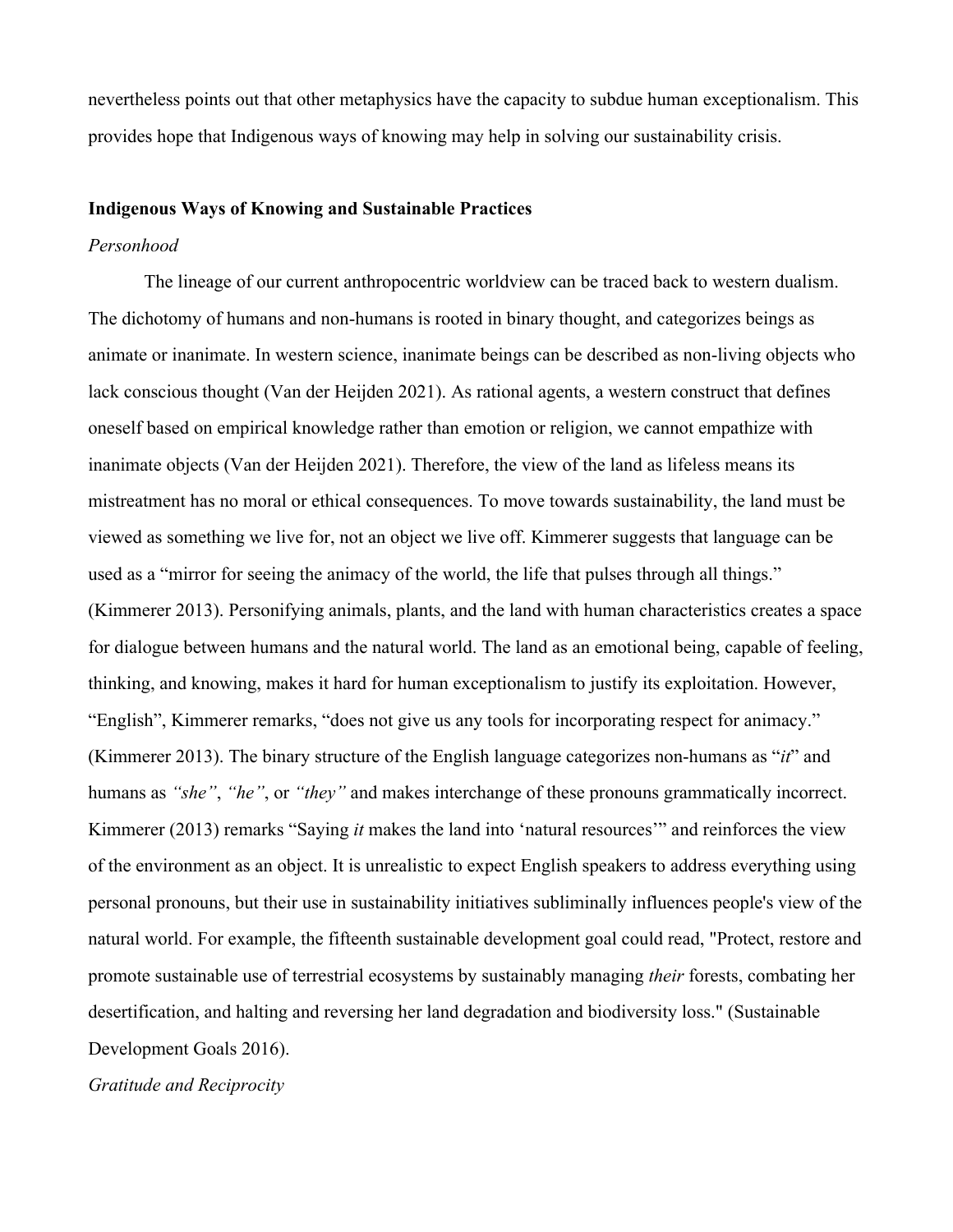nevertheless points out that other metaphysics have the capacity to subdue human exceptionalism. This provides hope that Indigenous ways of knowing may help in solving our sustainability crisis.

## Indigenous Ways of Knowing and Sustainable Practices

### *Personhood*

The lineage of our current anthropocentric worldview can be traced back to western dualism. The dichotomy of humans and non-humans is rooted in binary thought, and categorizes beings as animate or inanimate. In western science, inanimate beings can be described as non-living objects who lack conscious thought (Van der Heijden 2021). As rational agents, a western construct that defines oneself based on empirical knowledge rather than emotion or religion, we cannot empathize with inanimate objects (Van der Heijden 2021). Therefore, the view of the land as lifeless means its mistreatment has no moral or ethical consequences. To move towards sustainability, the land must be viewed as something we live for, not an object we live off. Kimmerer suggests that language can be used as a "mirror for seeing the animacy of the world, the life that pulses through all things." (Kimmerer 2013). Personifying animals, plants, and the land with human characteristics creates a space for dialogue between humans and the natural world. The land as an emotional being, capable of feeling, thinking, and knowing, makes it hard for human exceptionalism to justify its exploitation. However, "English", Kimmerer remarks, "does not give us any tools for incorporating respect for animacy." (Kimmerer 2013). The binary structure of the English language categorizes non-humans as "*it*" and humans as *"she"*, *"he"*, or *"they"* and makes interchange of these pronouns grammatically incorrect. Kimmerer (2013) remarks "Saying *it* makes the land into 'natural resources'" and reinforces the view of the environment as an object. It is unrealistic to expect English speakers to address everything using personal pronouns, but their use in sustainability initiatives subliminally influences people's view of the natural world. For example, the fifteenth sustainable development goal could read, "Protect, restore and promote sustainable use of terrestrial ecosystems by sustainably managing *their* forests, combating her desertification, and halting and reversing her land degradation and biodiversity loss." (Sustainable Development Goals 2016).

### *Gratitude and Reciprocity*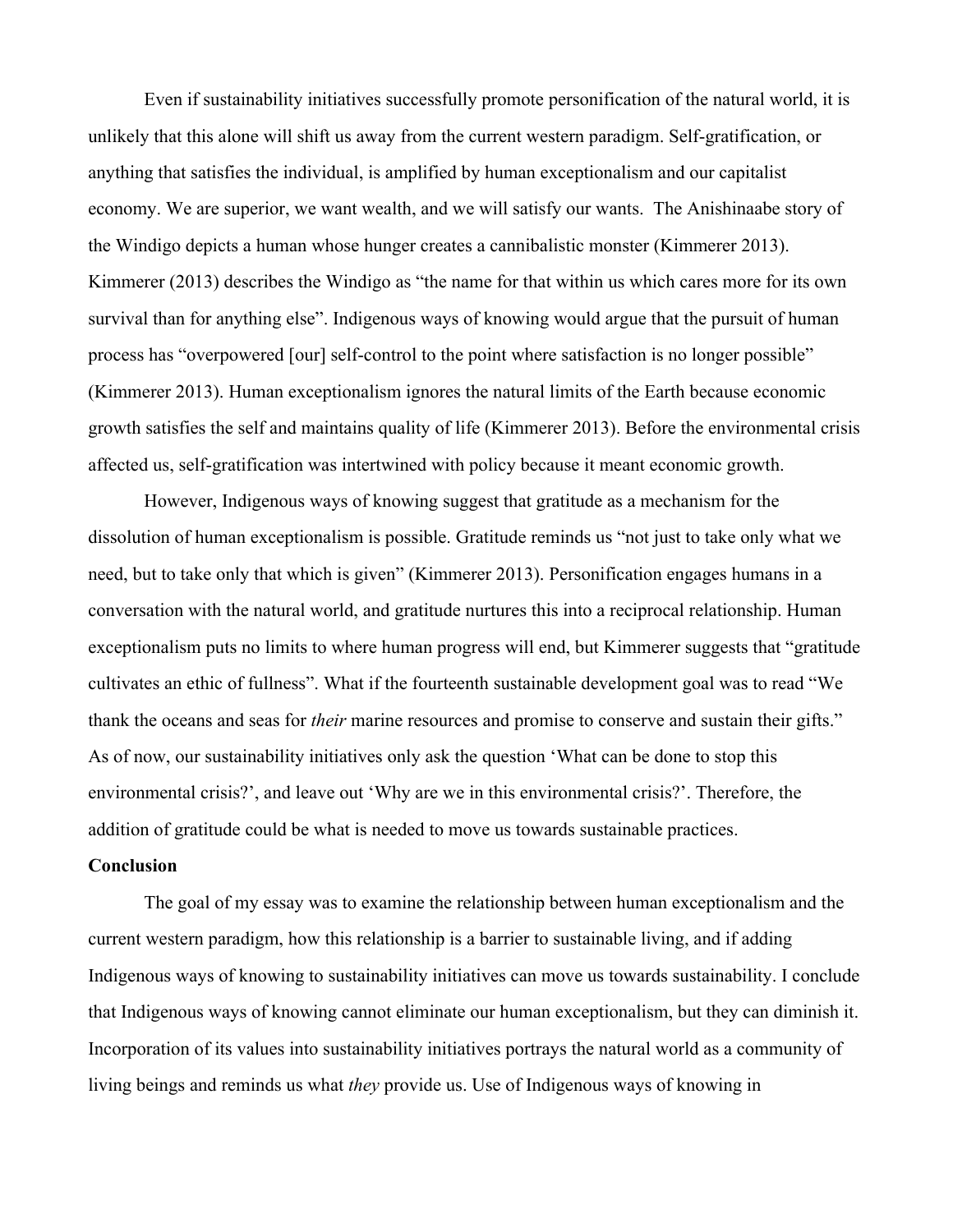Even if sustainability initiatives successfully promote personification of the natural world, it is unlikely that this alone will shift us away from the current western paradigm. Self-gratification, or anything that satisfies the individual, is amplified by human exceptionalism and our capitalist economy. We are superior, we want wealth, and we will satisfy our wants. The Anishinaabe story of the Windigo depicts a human whose hunger creates a cannibalistic monster (Kimmerer 2013). Kimmerer (2013) describes the Windigo as "the name for that within us which cares more for its own survival than for anything else". Indigenous ways of knowing would argue that the pursuit of human process has "overpowered [our] self-control to the point where satisfaction is no longer possible" (Kimmerer 2013). Human exceptionalism ignores the natural limits of the Earth because economic growth satisfies the self and maintains quality of life (Kimmerer 2013). Before the environmental crisis affected us, self-gratification was intertwined with policy because it meant economic growth.

However, Indigenous ways of knowing suggest that gratitude as a mechanism for the dissolution of human exceptionalism is possible. Gratitude reminds us "not just to take only what we need, but to take only that which is given" (Kimmerer 2013). Personification engages humans in a conversation with the natural world, and gratitude nurtures this into a reciprocal relationship. Human exceptionalism puts no limits to where human progress will end, but Kimmerer suggests that "gratitude cultivates an ethic of fullness". What if the fourteenth sustainable development goal was to read "We thank the oceans and seas for *their* marine resources and promise to conserve and sustain their gifts." As of now, our sustainability initiatives only ask the question 'What can be done to stop this environmental crisis?', and leave out 'Why are we in this environmental crisis?'. Therefore, the addition of gratitude could be what is needed to move us towards sustainable practices.

**Conclusion**

The goal of my essay was to examine the relationship between human exceptionalism and the current western paradigm, how this relationship is a barrier to sustainable living, and if adding Indigenous ways of knowing to sustainability initiatives can move us towards sustainability. I conclude that Indigenous ways of knowing cannot eliminate our human exceptionalism, but they can diminish it. Incorporation of its values into sustainability initiatives portrays the natural world as a community of living beings and reminds us what *they* provide us. Use of Indigenous ways of knowing in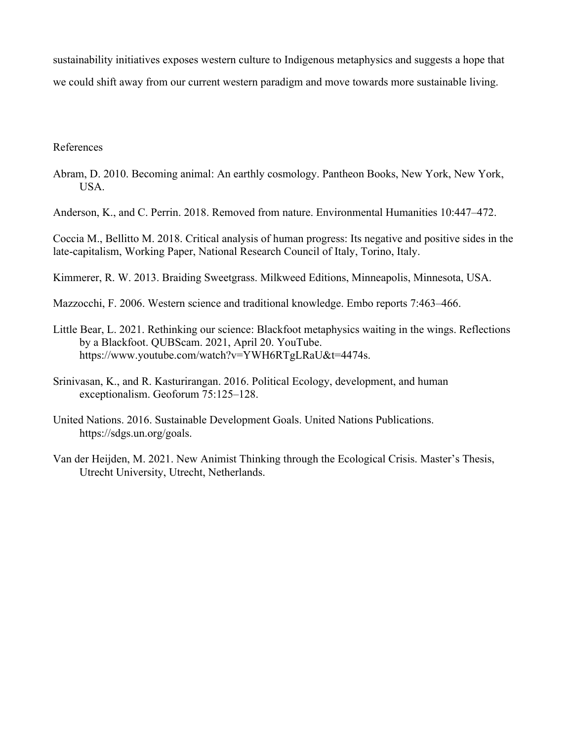sustainability initiatives exposes western culture to Indigenous metaphysics and suggests a hope that we could shift away from our current western paradigm and move towards more sustainable living.

References

Abram, D. 2010. Becoming animal: An earthly cosmology. Pantheon Books, New York, New York, USA.

Anderson, K., and C. Perrin. 2018. Removed from nature. Environmental Humanities 10:447–472.

Coccia M., Bellitto M. 2018. Critical analysis of human progress: Its negative and positive sides in the late-capitalism, Working Paper, National Research Council of Italy, Torino, Italy.

Kimmerer, R. W. 2013. Braiding Sweetgrass. Milkweed Editions, Minneapolis, Minnesota, USA.

Mazzocchi, F. 2006. Western science and traditional knowledge. Embo reports 7:463–466.

Little Bear, L. 2021. Rethinking our science: Blackfoot metaphysics waiting in the wings. Reflections by a Blackfoot. QUBScam. 2021, April 20. YouTube. https://www.youtube.com/watch?v=YWH6RTgLRaU&t=4474s.

Srinivasan, K., and R. Kasturirangan. 2016. Political Ecology, development, and human exceptionalism. Geoforum 75:125–128.

United Nations. 2016. Sustainable Development Goals. United Nations Publications. https://sdgs.un.org/goals.

Van der Heijden, M. 2021. New Animist Thinking through the Ecological Crisis. Master's Thesis, Utrecht University, Utrecht, Netherlands.